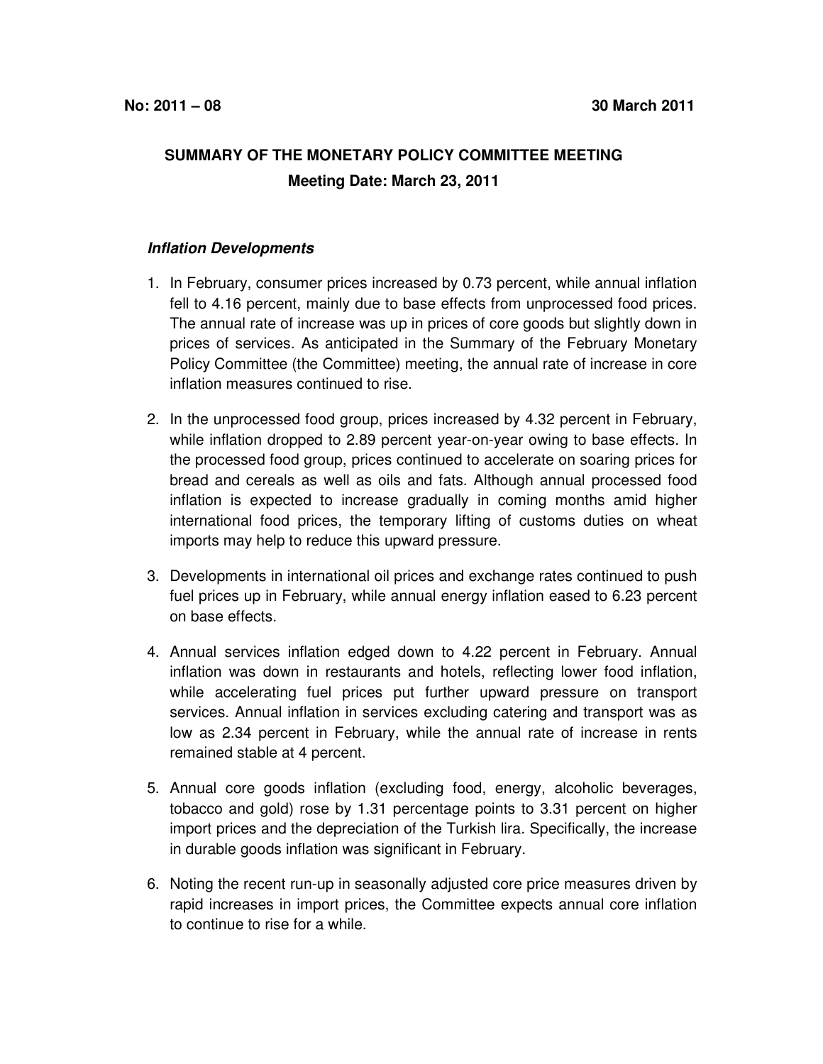**No: 2011 – 08** **30 March 2011**

# SUMMARY OF THE MONETARY POLICY COMMITTEE MEETING

**Meeting Date: March 23, 2011**

## *Inflation Developments*

1. In February, consumer prices increased by 0.73 percent, while annual inflation fell to 4.16 percent, mainly due to base effects from unprocessed food prices. The annual rate of increase was up in prices of core goods but slightly down in prices of services. As anticipated in the Summary of the February Monetary Policy Committee (the Committee) meeting, the annual rate of increase in core inflation measures continued to rise.

2. In the unprocessed food group, prices increased by 4.32 percent in February, while inflation dropped to 2.89 percent year-on-year owing to base effects. In the processed food group, prices continued to accelerate on soaring prices for bread and cereals as well as oils and fats. Although annual processed food inflation is expected to increase gradually in coming months amid higher international food prices, the temporary lifting of customs duties on wheat imports may help to reduce this upward pressure.

3. Developments in international oil prices and exchange rates continued to push fuel prices up in February, while annual energy inflation eased to 6.23 percent on base effects.

4. Annual services inflation edged down to 4.22 percent in February. Annual inflation was down in restaurants and hotels, reflecting lower food inflation, while accelerating fuel prices put further upward pressure on transport services. Annual inflation in services excluding catering and transport was as low as 2.34 percent in February, while the annual rate of increase in rents remained stable at 4 percent.

5. Annual core goods inflation (excluding food, energy, alcoholic beverages, tobacco and gold) rose by 1.31 percentage points to 3.31 percent on higher import prices and the depreciation of the Turkish lira. Specifically, the increase in durable goods inflation was significant in February.

6. Noting the recent run-up in seasonally adjusted core price measures driven by rapid increases in import prices, the Committee expects annual core inflation to continue to rise for a while.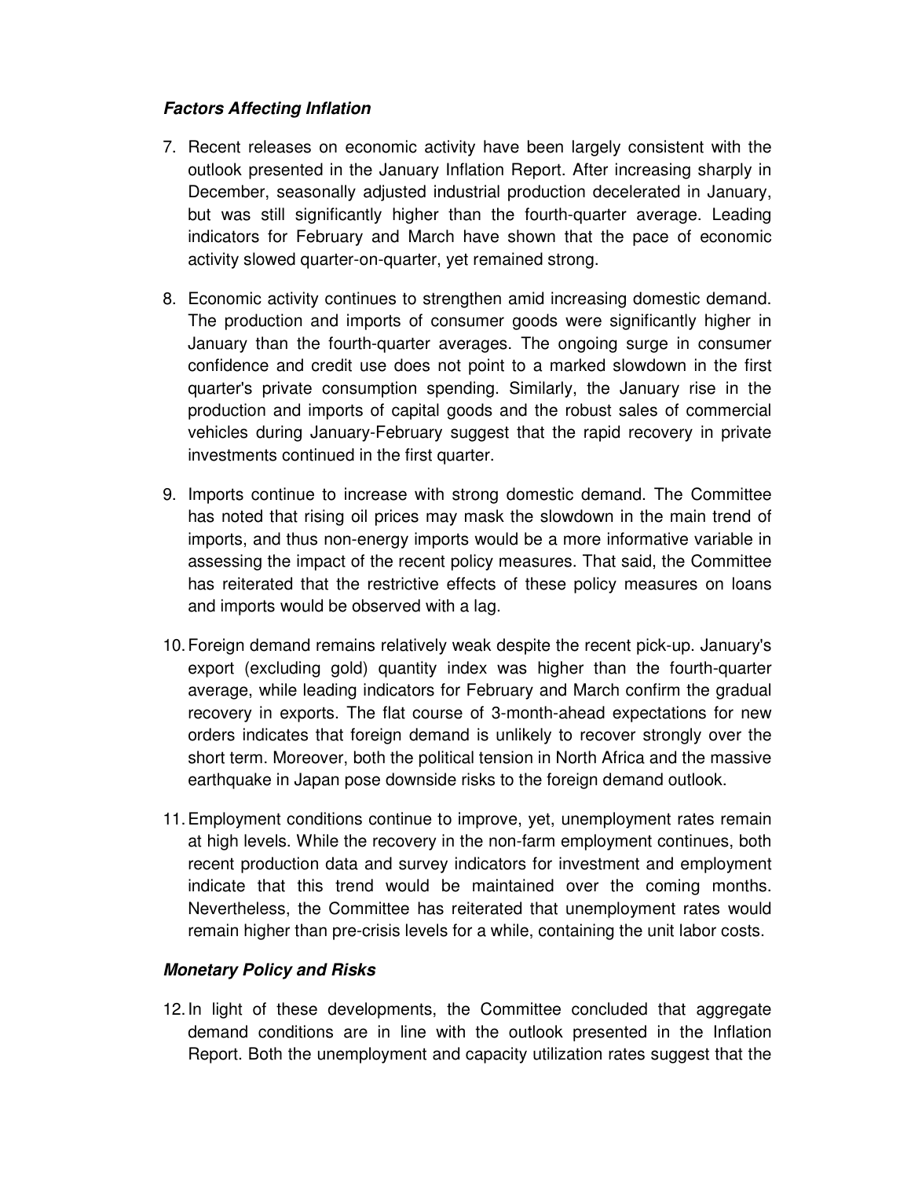***Factors Affecting Inflation***

7. Recent releases on economic activity have been largely consistent with the outlook presented in the January Inflation Report. After increasing sharply in December, seasonally adjusted industrial production decelerated in January, but was still significantly higher than the fourth-quarter average. Leading indicators for February and March have shown that the pace of economic activity slowed quarter-on-quarter, yet remained strong.

8. Economic activity continues to strengthen amid increasing domestic demand. The production and imports of consumer goods were significantly higher in January than the fourth-quarter averages. The ongoing surge in consumer confidence and credit use does not point to a marked slowdown in the first quarter's private consumption spending. Similarly, the January rise in the production and imports of capital goods and the robust sales of commercial vehicles during January-February suggest that the rapid recovery in private investments continued in the first quarter.

9. Imports continue to increase with strong domestic demand. The Committee has noted that rising oil prices may mask the slowdown in the main trend of imports, and thus non-energy imports would be a more informative variable in assessing the impact of the recent policy measures. That said, the Committee has reiterated that the restrictive effects of these policy measures on loans and imports would be observed with a lag.

10. Foreign demand remains relatively weak despite the recent pick-up. January's export (excluding gold) quantity index was higher than the fourth-quarter average, while leading indicators for February and March confirm the gradual recovery in exports. The flat course of 3-month-ahead expectations for new orders indicates that foreign demand is unlikely to recover strongly over the short term. Moreover, both the political tension in North Africa and the massive earthquake in Japan pose downside risks to the foreign demand outlook.

11. Employment conditions continue to improve, yet, unemployment rates remain at high levels. While the recovery in the non-farm employment continues, both recent production data and survey indicators for investment and employment indicate that this trend would be maintained over the coming months. Nevertheless, the Committee has reiterated that unemployment rates would remain higher than pre-crisis levels for a while, containing the unit labor costs.

***Monetary Policy and Risks***

12. In light of these developments, the Committee concluded that aggregate demand conditions are in line with the outlook presented in the Inflation Report. Both the unemployment and capacity utilization rates suggest that the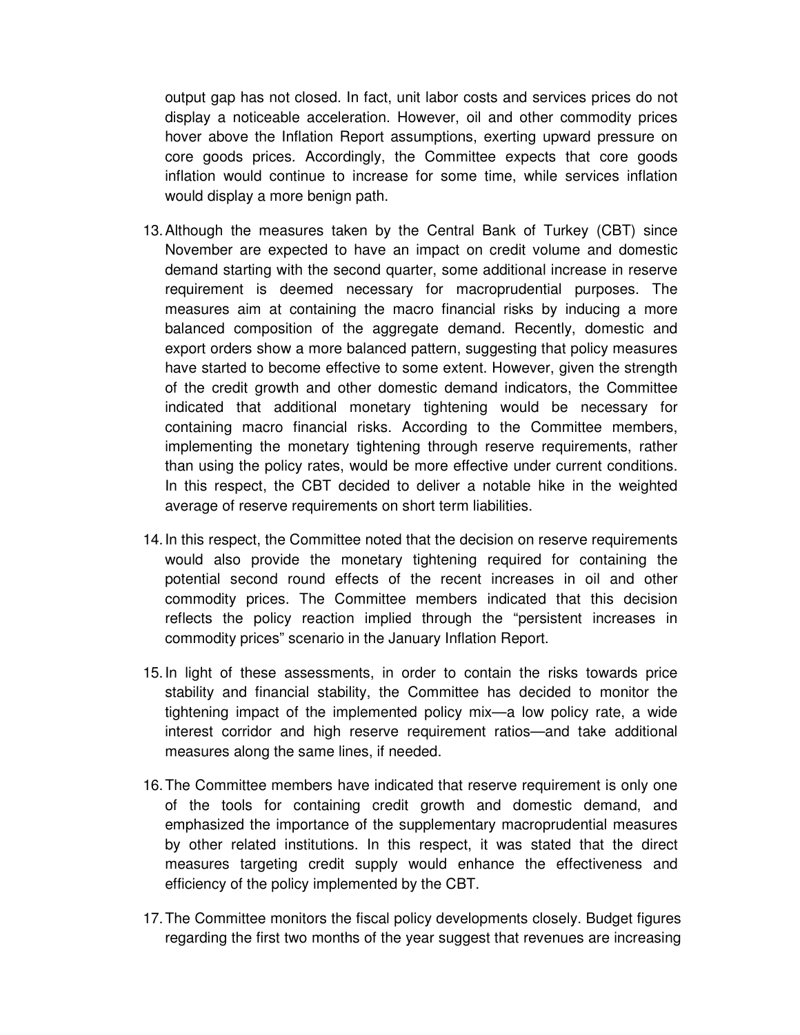output gap has not closed. In fact, unit labor costs and services prices do not display a noticeable acceleration. However, oil and other commodity prices hover above the Inflation Report assumptions, exerting upward pressure on core goods prices. Accordingly, the Committee expects that core goods inflation would continue to increase for some time, while services inflation would display a more benign path.

13. Although the measures taken by the Central Bank of Turkey (CBT) since November are expected to have an impact on credit volume and domestic demand starting with the second quarter, some additional increase in reserve requirement is deemed necessary for macroprudential purposes. The measures aim at containing the macro financial risks by inducing a more balanced composition of the aggregate demand. Recently, domestic and export orders show a more balanced pattern, suggesting that policy measures have started to become effective to some extent. However, given the strength of the credit growth and other domestic demand indicators, the Committee indicated that additional monetary tightening would be necessary for containing macro financial risks. According to the Committee members, implementing the monetary tightening through reserve requirements, rather than using the policy rates, would be more effective under current conditions. In this respect, the CBT decided to deliver a notable hike in the weighted average of reserve requirements on short term liabilities.

14. In this respect, the Committee noted that the decision on reserve requirements would also provide the monetary tightening required for containing the potential second round effects of the recent increases in oil and other commodity prices. The Committee members indicated that this decision reflects the policy reaction implied through the "persistent increases in commodity prices" scenario in the January Inflation Report.

15. In light of these assessments, in order to contain the risks towards price stability and financial stability, the Committee has decided to monitor the tightening impact of the implemented policy mix—a low policy rate, a wide interest corridor and high reserve requirement ratios—and take additional measures along the same lines, if needed.

16. The Committee members have indicated that reserve requirement is only one of the tools for containing credit growth and domestic demand, and emphasized the importance of the supplementary macroprudential measures by other related institutions. In this respect, it was stated that the direct measures targeting credit supply would enhance the effectiveness and efficiency of the policy implemented by the CBT.

17. The Committee monitors the fiscal policy developments closely. Budget figures regarding the first two months of the year suggest that revenues are increasing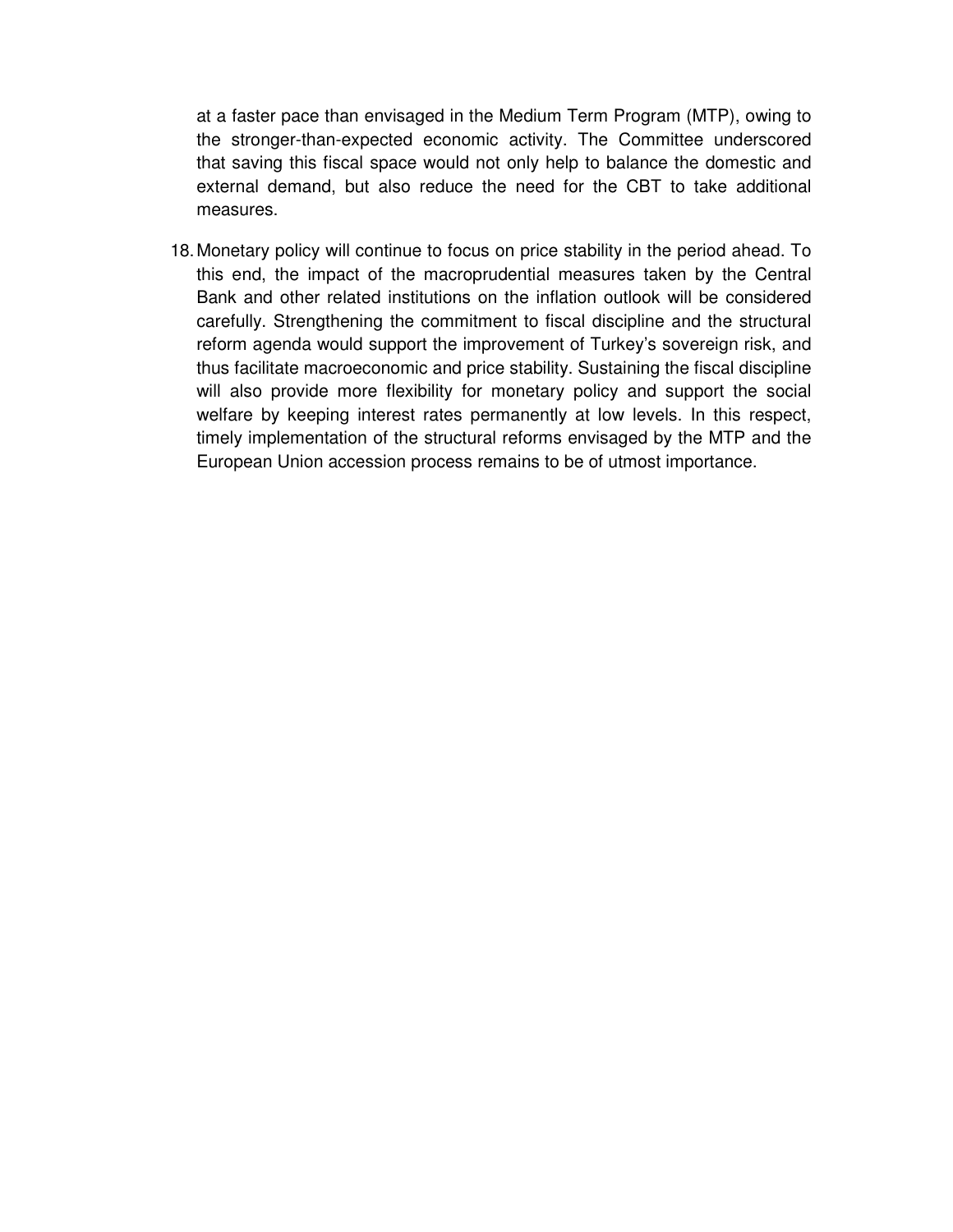at a faster pace than envisaged in the Medium Term Program (MTP), owing to the stronger-than-expected economic activity. The Committee underscored that saving this fiscal space would not only help to balance the domestic and external demand, but also reduce the need for the CBT to take additional measures.

18. Monetary policy will continue to focus on price stability in the period ahead. To this end, the impact of the macroprudential measures taken by the Central Bank and other related institutions on the inflation outlook will be considered carefully. Strengthening the commitment to fiscal discipline and the structural reform agenda would support the improvement of Turkey's sovereign risk, and thus facilitate macroeconomic and price stability. Sustaining the fiscal discipline will also provide more flexibility for monetary policy and support the social welfare by keeping interest rates permanently at low levels. In this respect, timely implementation of the structural reforms envisaged by the MTP and the European Union accession process remains to be of utmost importance.